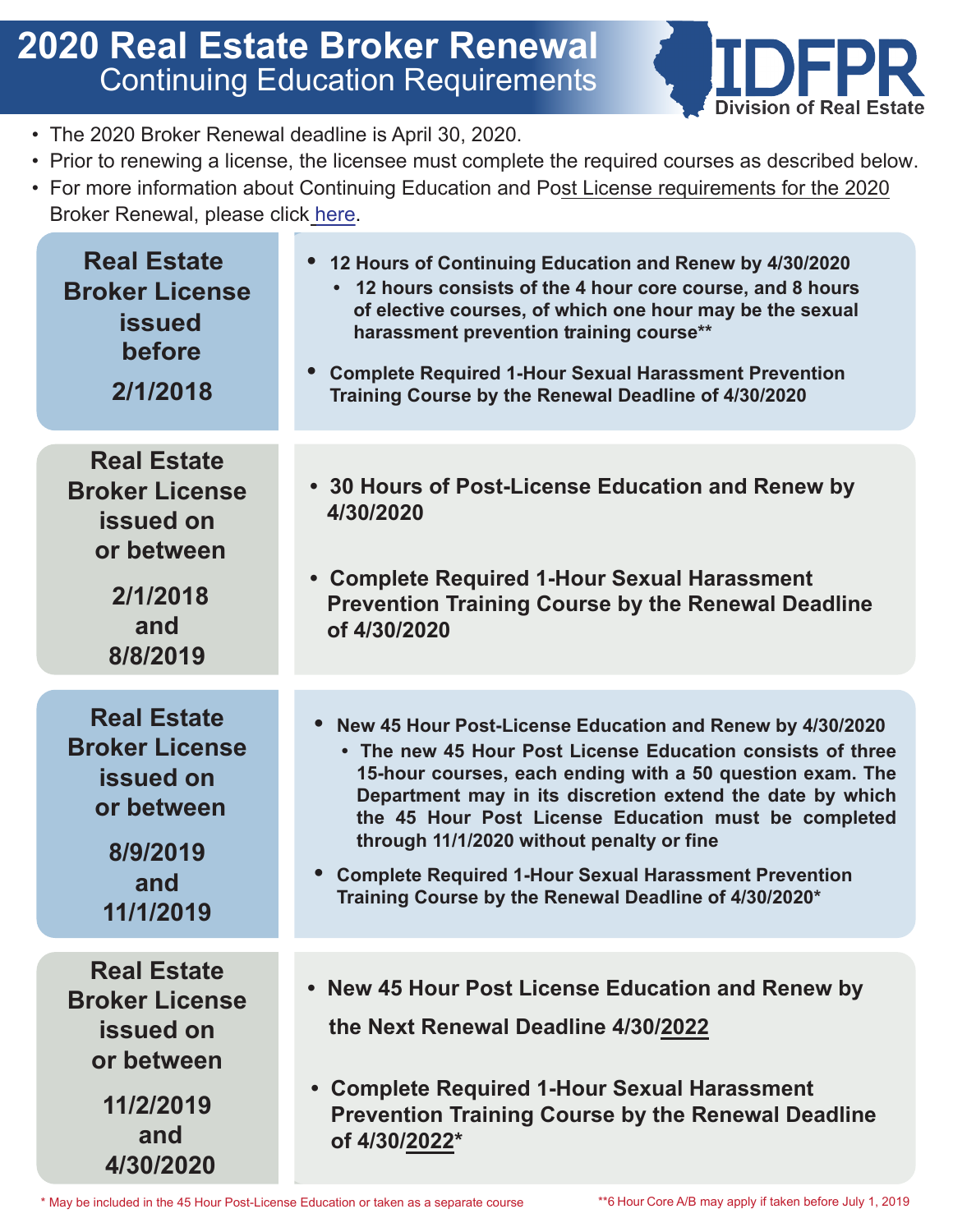# 2020 Real Estate Broker Renewal

## Continuing Education Requirements

IDFPR Division of Real Estate

- The 2020 Broker Renewal deadline is April 30, 2020.
- Prior to renewing a license, the licensee must complete the required courses as described below.
- For more information about Continuing Education and Post License requirements for the 2020 Broker Renewal, please click here.

| License Issue Date | Requirements |
|---|---|
| **Real Estate Broker License issued before 2/1/2018** | • **12 Hours of Continuing Education and Renew by 4/30/2020**<br>  ◦ **12 hours consists of the 4 hour core course, and 8 hours of elective courses, of which one hour may be the sexual harassment prevention training course****<br>• **Complete Required 1-Hour Sexual Harassment Prevention Training Course by the Renewal Deadline of 4/30/2020** |
| **Real Estate Broker License issued on or between 2/1/2018 and 8/8/2019** | • **30 Hours of Post-License Education and Renew by 4/30/2020**<br>• **Complete Required 1-Hour Sexual Harassment Prevention Training Course by the Renewal Deadline of 4/30/2020** |
| **Real Estate Broker License issued on or between 8/9/2019 and 11/1/2019** | • **New 45 Hour Post-License Education and Renew by 4/30/2020**<br>  ◦ **The new 45 Hour Post License Education consists of three 15-hour courses, each ending with a 50 question exam. The Department may in its discretion extend the date by which the 45 Hour Post License Education must be completed through 11/1/2020 without penalty or fine**<br>• **Complete Required 1-Hour Sexual Harassment Prevention Training Course by the Renewal Deadline of 4/30/2020*** |
| **Real Estate Broker License issued on or between 11/2/2019 and 4/30/2020** | • **New 45 Hour Post License Education and Renew by the Next Renewal Deadline 4/30/2022**<br>• **Complete Required 1-Hour Sexual Harassment Prevention Training Course by the Renewal Deadline of 4/30/2022*** |

\* May be included in the 45 Hour Post-License Education or taken as a separate course

\*\*6 Hour Core A/B may apply if taken before July 1, 2019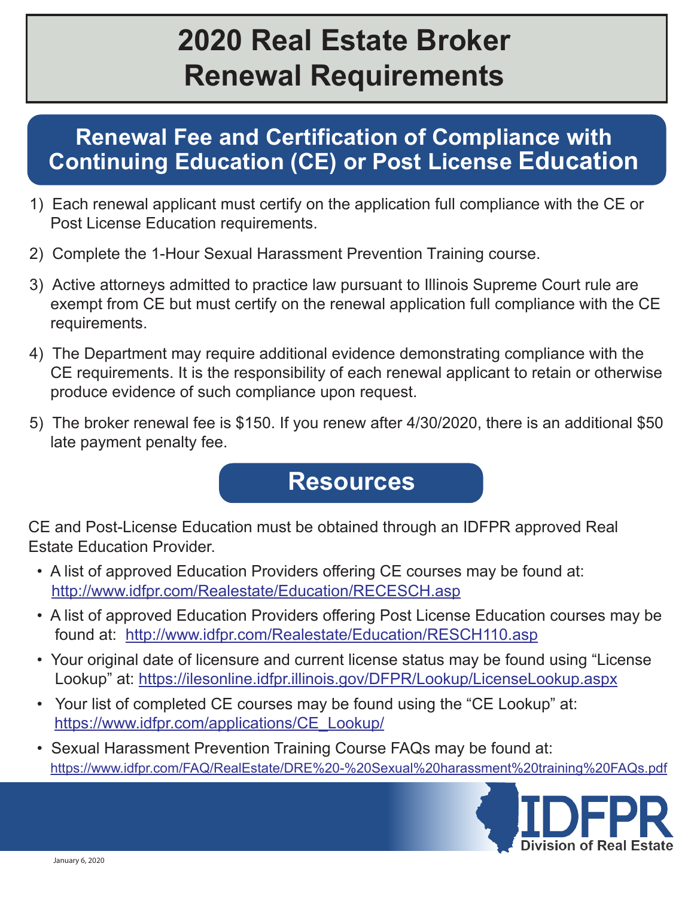# 2020 Real Estate Broker Renewal Requirements

## Renewal Fee and Certification of Compliance with Continuing Education (CE) or Post License Education

1) Each renewal applicant must certify on the application full compliance with the CE or Post License Education requirements.

2) Complete the 1-Hour Sexual Harassment Prevention Training course.

3) Active attorneys admitted to practice law pursuant to Illinois Supreme Court rule are exempt from CE but must certify on the renewal application full compliance with the CE requirements.

4) The Department may require additional evidence demonstrating compliance with the CE requirements. It is the responsibility of each renewal applicant to retain or otherwise produce evidence of such compliance upon request.

5) The broker renewal fee is $150. If you renew after 4/30/2020, there is an additional $50 late payment penalty fee.

## Resources

CE and Post-License Education must be obtained through an IDFPR approved Real Estate Education Provider.

- A list of approved Education Providers offering CE courses may be found at: http://www.idfpr.com/Realestate/Education/RECESCH.asp
- A list of approved Education Providers offering Post License Education courses may be found at: http://www.idfpr.com/Realestate/Education/RESCH110.asp
- Your original date of licensure and current license status may be found using “License Lookup” at: https://ilesonline.idfpr.illinois.gov/DFPR/Lookup/LicenseLookup.aspx
- Your list of completed CE courses may be found using the “CE Lookup” at: https://www.idfpr.com/applications/CE_Lookup/
- Sexual Harassment Prevention Training Course FAQs may be found at: https://www.idfpr.com/FAQ/RealEstate/DRE%20-%20Sexual%20harassment%20training%20FAQs.pdf

IDFPR Division of Real Estate

January 6, 2020